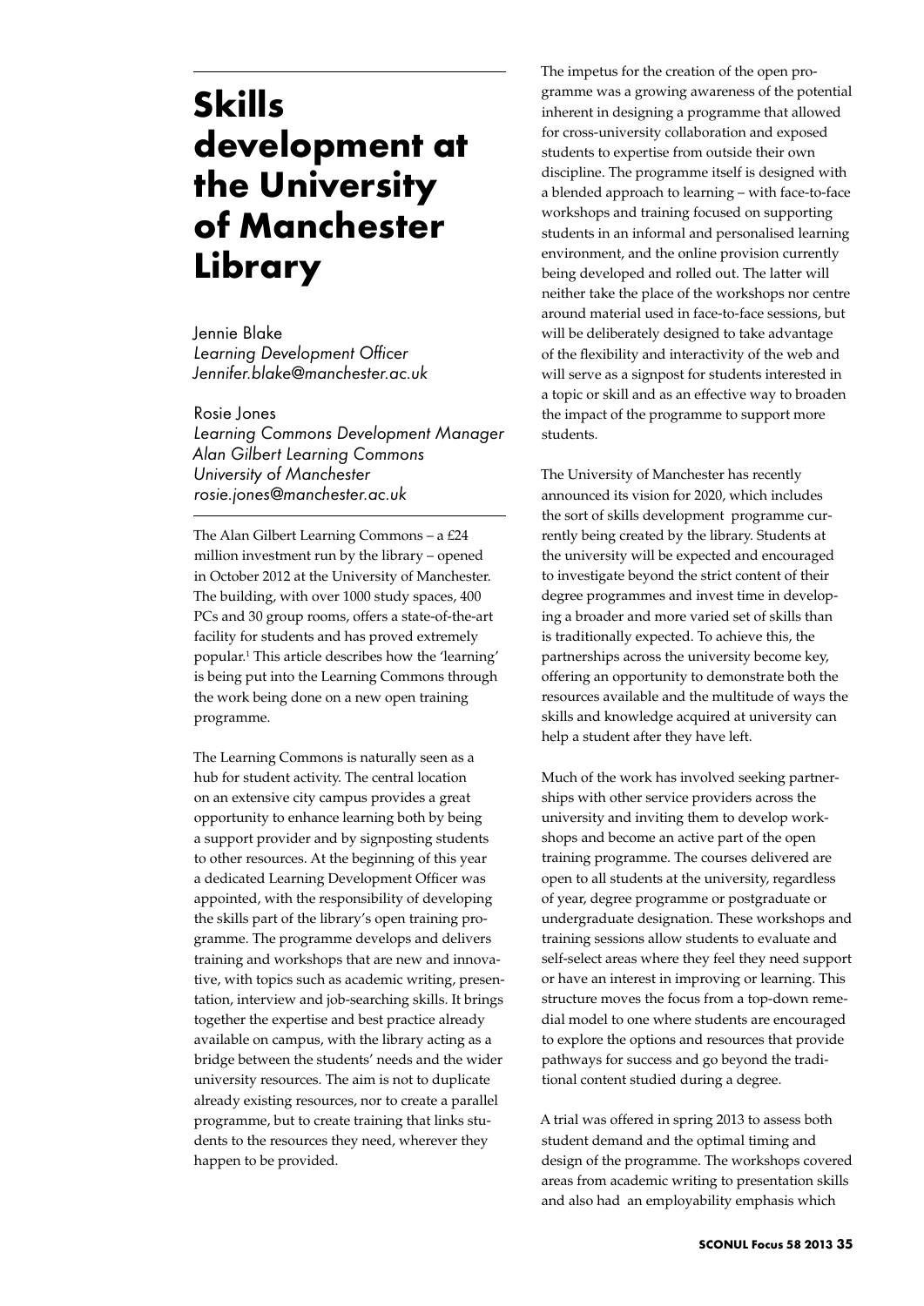# Skills development at the University of Manchester Library

Jennie Blake
*Learning Development Officer*
*Jennifer.blake@manchester.ac.uk*

Rosie Jones
*Learning Commons Development Manager*
*Alan Gilbert Learning Commons*
*University of Manchester*
*rosie.jones@manchester.ac.uk*

The Alan Gilbert Learning Commons – a £24 million investment run by the library – opened in October 2012 at the University of Manchester. The building, with over 1000 study spaces, 400 PCs and 30 group rooms, offers a state-of-the-art facility for students and has proved extremely popular.[1] This article describes how the 'learning' is being put into the Learning Commons through the work being done on a new open training programme.

The Learning Commons is naturally seen as a hub for student activity. The central location on an extensive city campus provides a great opportunity to enhance learning both by being a support provider and by signposting students to other resources. At the beginning of this year a dedicated Learning Development Officer was appointed, with the responsibility of developing the skills part of the library's open training programme. The programme develops and delivers training and workshops that are new and innovative, with topics such as academic writing, presentation, interview and job-searching skills. It brings together the expertise and best practice already available on campus, with the library acting as a bridge between the students' needs and the wider university resources. The aim is not to duplicate already existing resources, nor to create a parallel programme, but to create training that links students to the resources they need, wherever they happen to be provided.

The impetus for the creation of the open programme was a growing awareness of the potential inherent in designing a programme that allowed for cross-university collaboration and exposed students to expertise from outside their own discipline. The programme itself is designed with a blended approach to learning – with face-to-face workshops and training focused on supporting students in an informal and personalised learning environment, and the online provision currently being developed and rolled out. The latter will neither take the place of the workshops nor centre around material used in face-to-face sessions, but will be deliberately designed to take advantage of the flexibility and interactivity of the web and will serve as a signpost for students interested in a topic or skill and as an effective way to broaden the impact of the programme to support more students.

The University of Manchester has recently announced its vision for 2020, which includes the sort of skills development programme currently being created by the library. Students at the university will be expected and encouraged to investigate beyond the strict content of their degree programmes and invest time in developing a broader and more varied set of skills than is traditionally expected. To achieve this, the partnerships across the university become key, offering an opportunity to demonstrate both the resources available and the multitude of ways the skills and knowledge acquired at university can help a student after they have left.

Much of the work has involved seeking partnerships with other service providers across the university and inviting them to develop workshops and become an active part of the open training programme. The courses delivered are open to all students at the university, regardless of year, degree programme or postgraduate or undergraduate designation. These workshops and training sessions allow students to evaluate and self-select areas where they feel they need support or have an interest in improving or learning. This structure moves the focus from a top-down remedial model to one where students are encouraged to explore the options and resources that provide pathways for success and go beyond the traditional content studied during a degree.

A trial was offered in spring 2013 to assess both student demand and the optimal timing and design of the programme. The workshops covered areas from academic writing to presentation skills and also had an employability emphasis which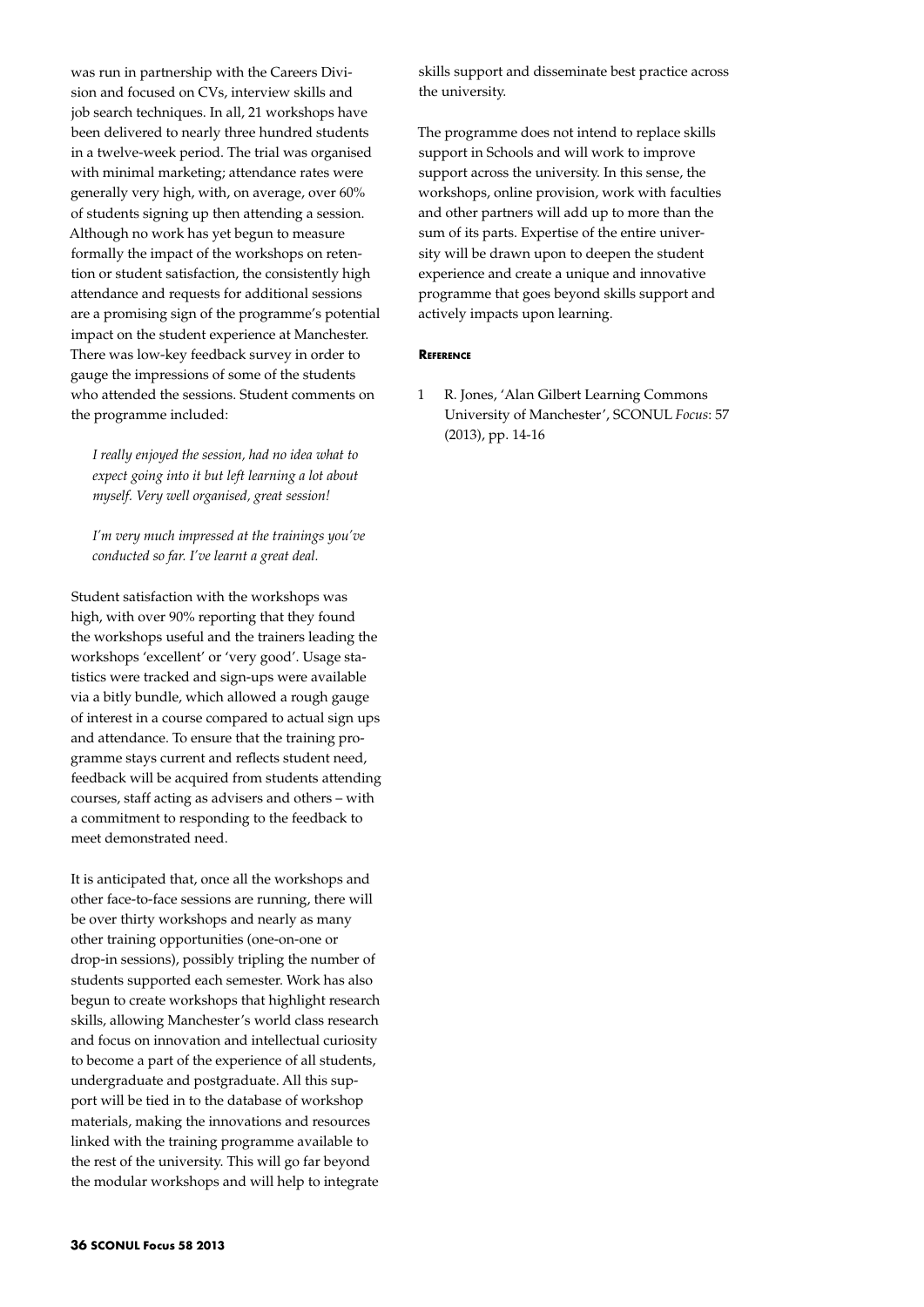was run in partnership with the Careers Division and focused on CVs, interview skills and job search techniques. In all, 21 workshops have been delivered to nearly three hundred students in a twelve-week period. The trial was organised with minimal marketing; attendance rates were generally very high, with, on average, over 60% of students signing up then attending a session. Although no work has yet begun to measure formally the impact of the workshops on retention or student satisfaction, the consistently high attendance and requests for additional sessions are a promising sign of the programme's potential impact on the student experience at Manchester. There was low-key feedback survey in order to gauge the impressions of some of the students who attended the sessions. Student comments on the programme included:

> *I really enjoyed the session, had no idea what to expect going into it but left learning a lot about myself. Very well organised, great session!*

> *I'm very much impressed at the trainings you've conducted so far. I've learnt a great deal.*

Student satisfaction with the workshops was high, with over 90% reporting that they found the workshops useful and the trainers leading the workshops 'excellent' or 'very good'. Usage statistics were tracked and sign-ups were available via a bitly bundle, which allowed a rough gauge of interest in a course compared to actual sign ups and attendance. To ensure that the training programme stays current and reflects student need, feedback will be acquired from students attending courses, staff acting as advisers and others – with a commitment to responding to the feedback to meet demonstrated need.

It is anticipated that, once all the workshops and other face-to-face sessions are running, there will be over thirty workshops and nearly as many other training opportunities (one-on-one or drop-in sessions), possibly tripling the number of students supported each semester. Work has also begun to create workshops that highlight research skills, allowing Manchester's world class research and focus on innovation and intellectual curiosity to become a part of the experience of all students, undergraduate and postgraduate. All this support will be tied in to the database of workshop materials, making the innovations and resources linked with the training programme available to the rest of the university. This will go far beyond the modular workshops and will help to integrate skills support and disseminate best practice across the university.

The programme does not intend to replace skills support in Schools and will work to improve support across the university. In this sense, the workshops, online provision, work with faculties and other partners will add up to more than the sum of its parts. Expertise of the entire university will be drawn upon to deepen the student experience and create a unique and innovative programme that goes beyond skills support and actively impacts upon learning.

#### Reference

1 R. Jones, 'Alan Gilbert Learning Commons University of Manchester', SCONUL *Focus*: 57 (2013), pp. 14-16